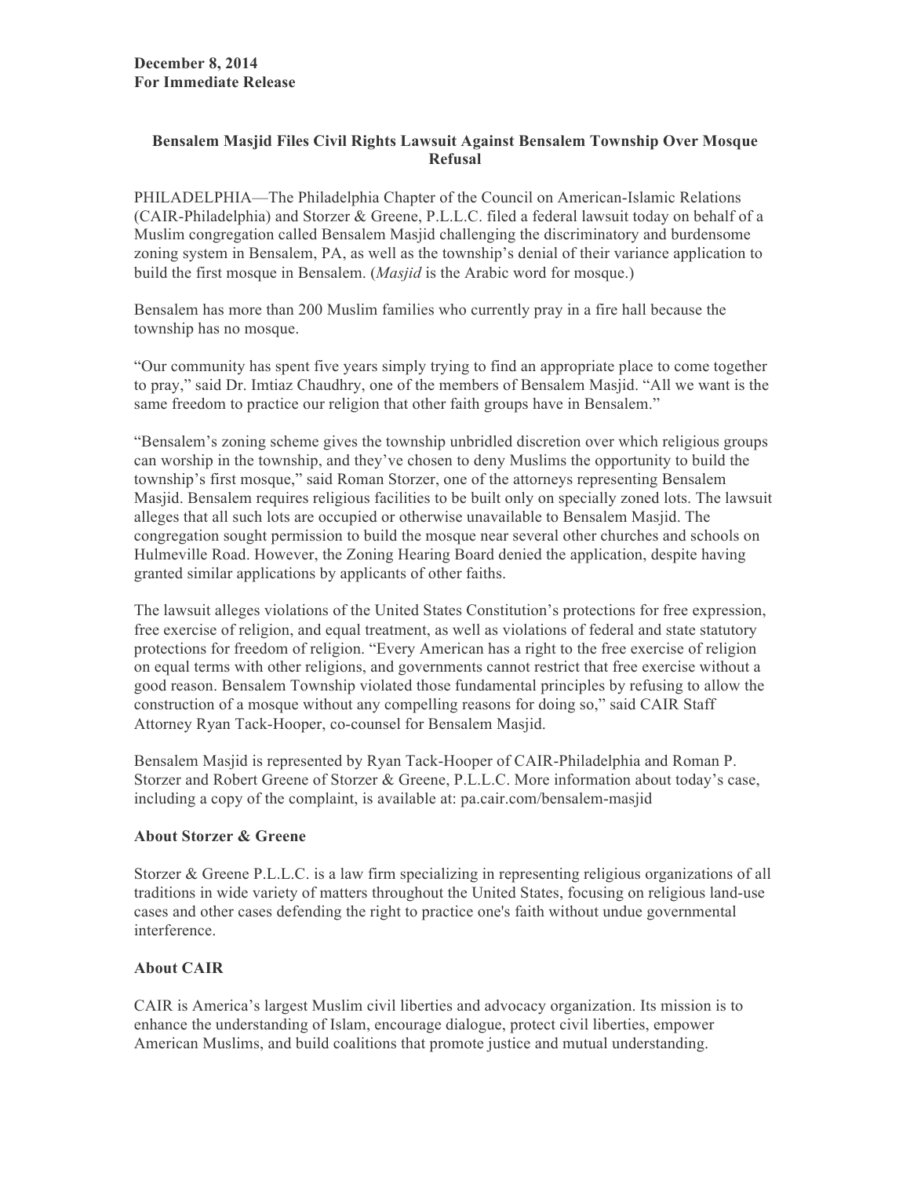**December 8, 2014**
**For Immediate Release**

# Bensalem Masjid Files Civil Rights Lawsuit Against Bensalem Township Over Mosque Refusal

PHILADELPHIA—The Philadelphia Chapter of the Council on American-Islamic Relations (CAIR-Philadelphia) and Storzer & Greene, P.L.L.C. filed a federal lawsuit today on behalf of a Muslim congregation called Bensalem Masjid challenging the discriminatory and burdensome zoning system in Bensalem, PA, as well as the township's denial of their variance application to build the first mosque in Bensalem. (*Masjid* is the Arabic word for mosque.)

Bensalem has more than 200 Muslim families who currently pray in a fire hall because the township has no mosque.

"Our community has spent five years simply trying to find an appropriate place to come together to pray," said Dr. Imtiaz Chaudhry, one of the members of Bensalem Masjid. "All we want is the same freedom to practice our religion that other faith groups have in Bensalem."

"Bensalem's zoning scheme gives the township unbridled discretion over which religious groups can worship in the township, and they've chosen to deny Muslims the opportunity to build the township's first mosque," said Roman Storzer, one of the attorneys representing Bensalem Masjid. Bensalem requires religious facilities to be built only on specially zoned lots. The lawsuit alleges that all such lots are occupied or otherwise unavailable to Bensalem Masjid. The congregation sought permission to build the mosque near several other churches and schools on Hulmeville Road. However, the Zoning Hearing Board denied the application, despite having granted similar applications by applicants of other faiths.

The lawsuit alleges violations of the United States Constitution's protections for free expression, free exercise of religion, and equal treatment, as well as violations of federal and state statutory protections for freedom of religion. "Every American has a right to the free exercise of religion on equal terms with other religions, and governments cannot restrict that free exercise without a good reason. Bensalem Township violated those fundamental principles by refusing to allow the construction of a mosque without any compelling reasons for doing so," said CAIR Staff Attorney Ryan Tack-Hooper, co-counsel for Bensalem Masjid.

Bensalem Masjid is represented by Ryan Tack-Hooper of CAIR-Philadelphia and Roman P. Storzer and Robert Greene of Storzer & Greene, P.L.L.C. More information about today's case, including a copy of the complaint, is available at: pa.cair.com/bensalem-masjid

## About Storzer & Greene

Storzer & Greene P.L.L.C. is a law firm specializing in representing religious organizations of all traditions in wide variety of matters throughout the United States, focusing on religious land-use cases and other cases defending the right to practice one's faith without undue governmental interference.

## About CAIR

CAIR is America's largest Muslim civil liberties and advocacy organization. Its mission is to enhance the understanding of Islam, encourage dialogue, protect civil liberties, empower American Muslims, and build coalitions that promote justice and mutual understanding.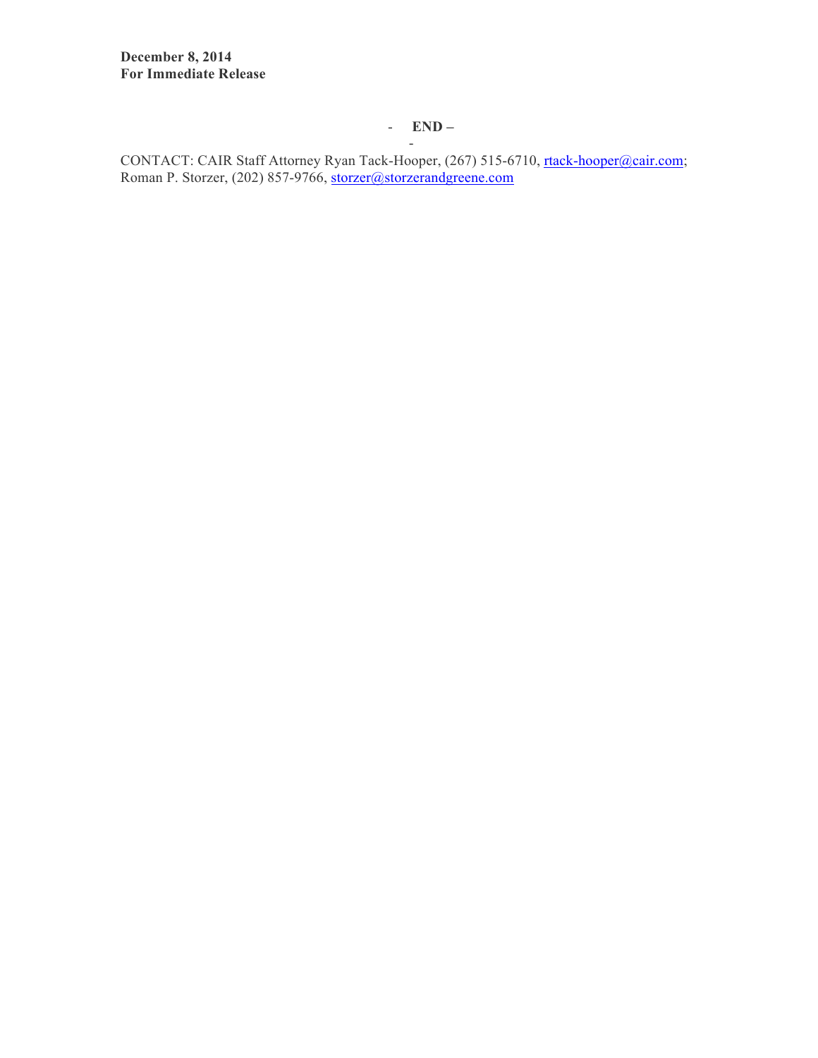**December 8, 2014**
**For Immediate Release**

- **END –**
-

CONTACT: CAIR Staff Attorney Ryan Tack-Hooper, (267) 515-6710, rtack-hooper@cair.com; Roman P. Storzer, (202) 857-9766, storzer@storzerandgreene.com